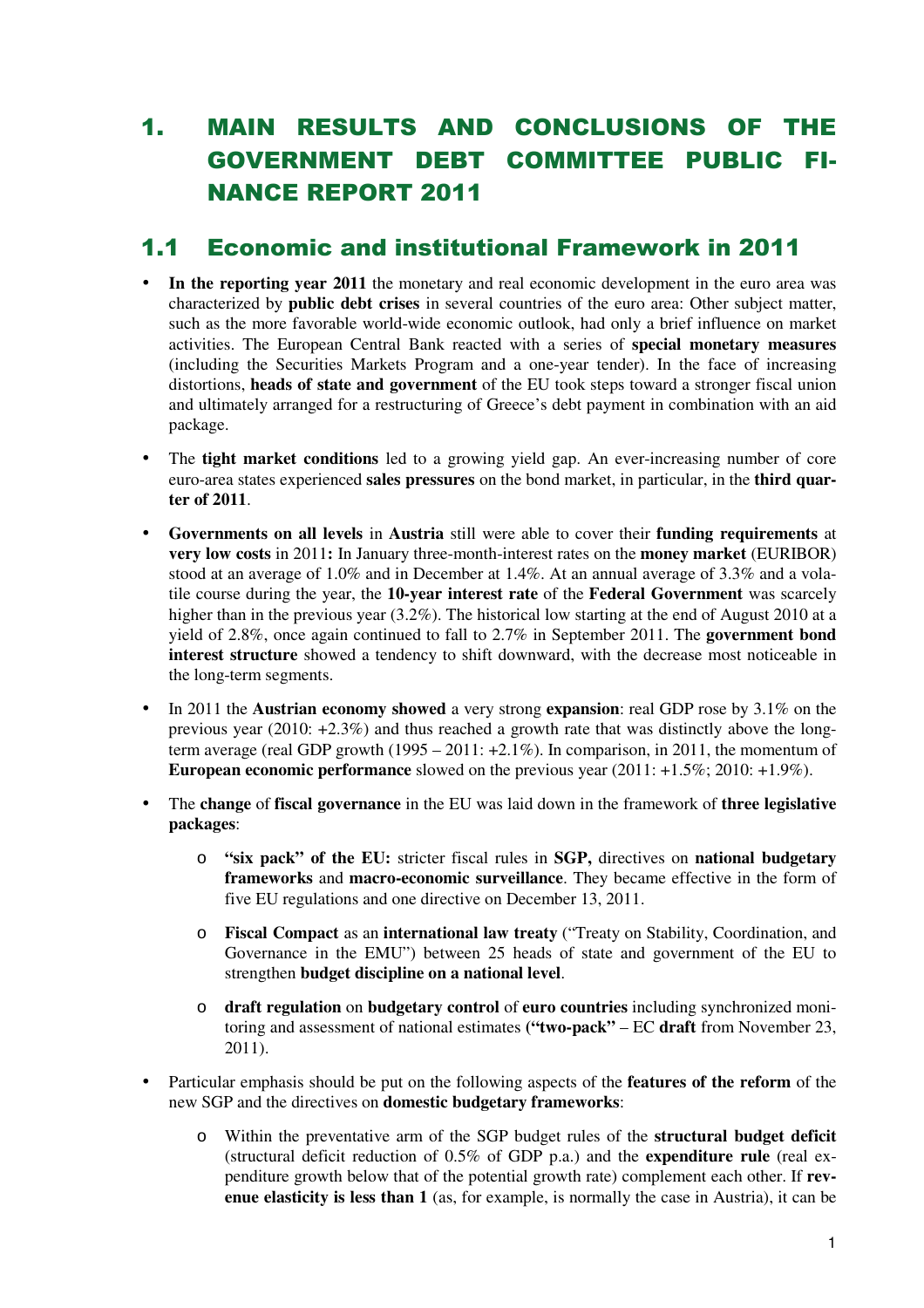# 1. MAIN RESULTS AND CONCLUSIONS OF THE GOVERNMENT DEBT COMMITTEE PUBLIC FINANCE REPORT 2011

## 1.1 Economic and institutional Framework in 2011

- **In the reporting year 2011** the monetary and real economic development in the euro area was characterized by **public debt crises** in several countries of the euro area: Other subject matter, such as the more favorable world-wide economic outlook, had only a brief influence on market activities. The European Central Bank reacted with a series of **special monetary measures** (including the Securities Markets Program and a one-year tender). In the face of increasing distortions, **heads of state and government** of the EU took steps toward a stronger fiscal union and ultimately arranged for a restructuring of Greece's debt payment in combination with an aid package.

- The **tight market conditions** led to a growing yield gap. An ever-increasing number of core euro-area states experienced **sales pressures** on the bond market, in particular, in the **third quarter of 2011**.

- **Governments on all levels** in **Austria** still were able to cover their **funding requirements** at **very low costs** in 2011**:** In January three-month-interest rates on the **money market** (EURIBOR) stood at an average of 1.0% and in December at 1.4%. At an annual average of 3.3% and a volatile course during the year, the **10-year interest rate** of the **Federal Government** was scarcely higher than in the previous year (3.2%). The historical low starting at the end of August 2010 at a yield of 2.8%, once again continued to fall to 2.7% in September 2011. The **government bond interest structure** showed a tendency to shift downward, with the decrease most noticeable in the long-term segments.

- In 2011 the **Austrian economy showed** a very strong **expansion**: real GDP rose by 3.1% on the previous year (2010: +2.3%) and thus reached a growth rate that was distinctly above the long-term average (real GDP growth (1995 – 2011: +2.1%). In comparison, in 2011, the momentum of **European economic performance** slowed on the previous year (2011: +1.5%; 2010: +1.9%).

- The **change** of **fiscal governance** in the EU was laid down in the framework of **three legislative packages**:

  - **"six pack" of the EU:** stricter fiscal rules in **SGP,** directives on **national budgetary frameworks** and **macro-economic surveillance**. They became effective in the form of five EU regulations and one directive on December 13, 2011.

  - **Fiscal Compact** as an **international law treaty** ("Treaty on Stability, Coordination, and Governance in the EMU") between 25 heads of state and government of the EU to strengthen **budget discipline on a national level**.

  - **draft regulation** on **budgetary control** of **euro countries** including synchronized monitoring and assessment of national estimates **("two-pack"** – EC **draft** from November 23, 2011).

- Particular emphasis should be put on the following aspects of the **features of the reform** of the new SGP and the directives on **domestic budgetary frameworks**:

  - Within the preventative arm of the SGP budget rules of the **structural budget deficit** (structural deficit reduction of 0.5% of GDP p.a.) and the **expenditure rule** (real expenditure growth below that of the potential growth rate) complement each other. If **revenue elasticity is less than 1** (as, for example, is normally the case in Austria), it can be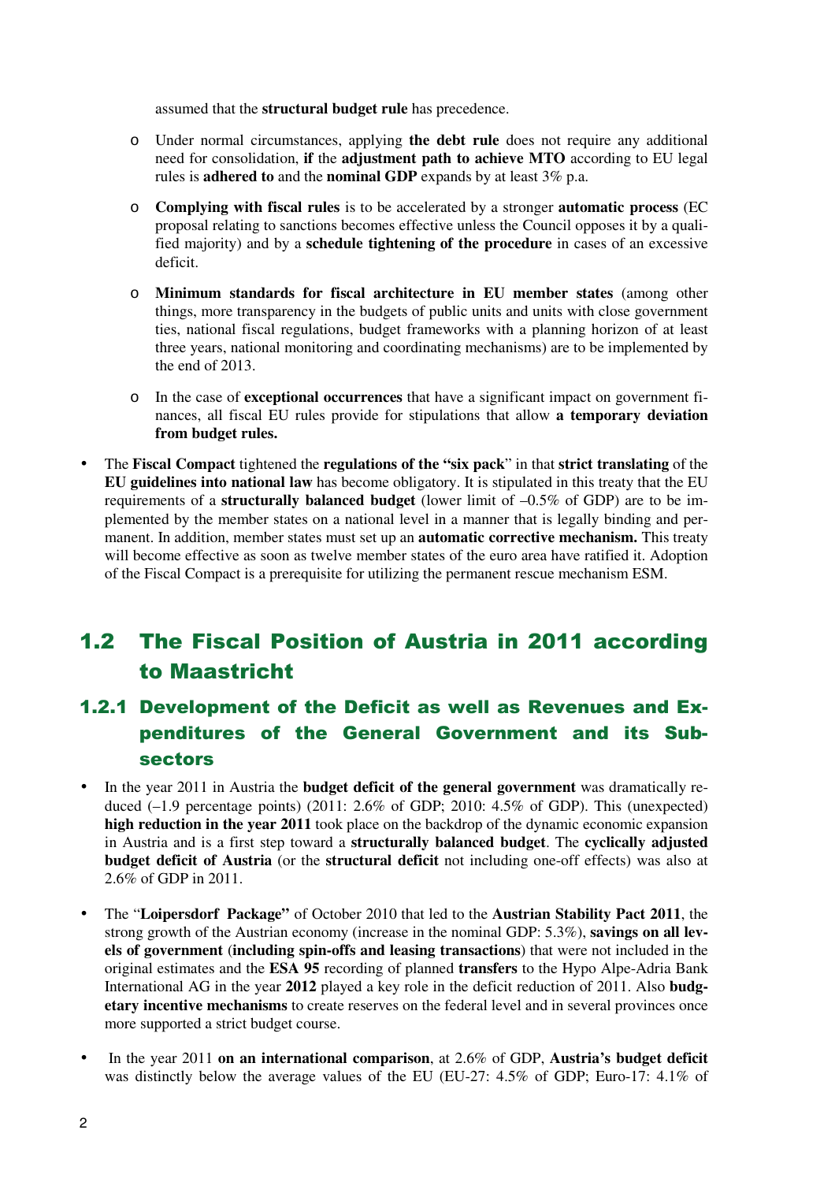assumed that the **structural budget rule** has precedence.

- Under normal circumstances, applying **the debt rule** does not require any additional need for consolidation, **if** the **adjustment path to achieve MTO** according to EU legal rules is **adhered to** and the **nominal GDP** expands by at least 3% p.a.

- **Complying with fiscal rules** is to be accelerated by a stronger **automatic process** (EC proposal relating to sanctions becomes effective unless the Council opposes it by a qualified majority) and by a **schedule tightening of the procedure** in cases of an excessive deficit.

- **Minimum standards for fiscal architecture in EU member states** (among other things, more transparency in the budgets of public units and units with close government ties, national fiscal regulations, budget frameworks with a planning horizon of at least three years, national monitoring and coordinating mechanisms) are to be implemented by the end of 2013.

- In the case of **exceptional occurrences** that have a significant impact on government finances, all fiscal EU rules provide for stipulations that allow **a temporary deviation from budget rules.**

- The **Fiscal Compact** tightened the **regulations of the "six pack**" in that **strict translating** of the **EU guidelines into national law** has become obligatory. It is stipulated in this treaty that the EU requirements of a **structurally balanced budget** (lower limit of –0.5% of GDP) are to be implemented by the member states on a national level in a manner that is legally binding and permanent. In addition, member states must set up an **automatic corrective mechanism.** This treaty will become effective as soon as twelve member states of the euro area have ratified it. Adoption of the Fiscal Compact is a prerequisite for utilizing the permanent rescue mechanism ESM.

## 1.2 The Fiscal Position of Austria in 2011 according to Maastricht

### 1.2.1 Development of the Deficit as well as Revenues and Expenditures of the General Government and its Subsectors

- In the year 2011 in Austria the **budget deficit of the general government** was dramatically reduced (–1.9 percentage points) (2011: 2.6% of GDP; 2010: 4.5% of GDP). This (unexpected) **high reduction in the year 2011** took place on the backdrop of the dynamic economic expansion in Austria and is a first step toward a **structurally balanced budget**. The **cyclically adjusted budget deficit of Austria** (or the **structural deficit** not including one-off effects) was also at 2.6% of GDP in 2011.

- The "**Loipersdorf Package"** of October 2010 that led to the **Austrian Stability Pact 2011**, the strong growth of the Austrian economy (increase in the nominal GDP: 5.3%), **savings on all levels of government** (**including spin-offs and leasing transactions**) that were not included in the original estimates and the **ESA 95** recording of planned **transfers** to the Hypo Alpe-Adria Bank International AG in the year **2012** played a key role in the deficit reduction of 2011. Also **budgetary incentive mechanisms** to create reserves on the federal level and in several provinces once more supported a strict budget course.

- In the year 2011 **on an international comparison**, at 2.6% of GDP, **Austria's budget deficit** was distinctly below the average values of the EU (EU-27: 4.5% of GDP; Euro-17: 4.1% of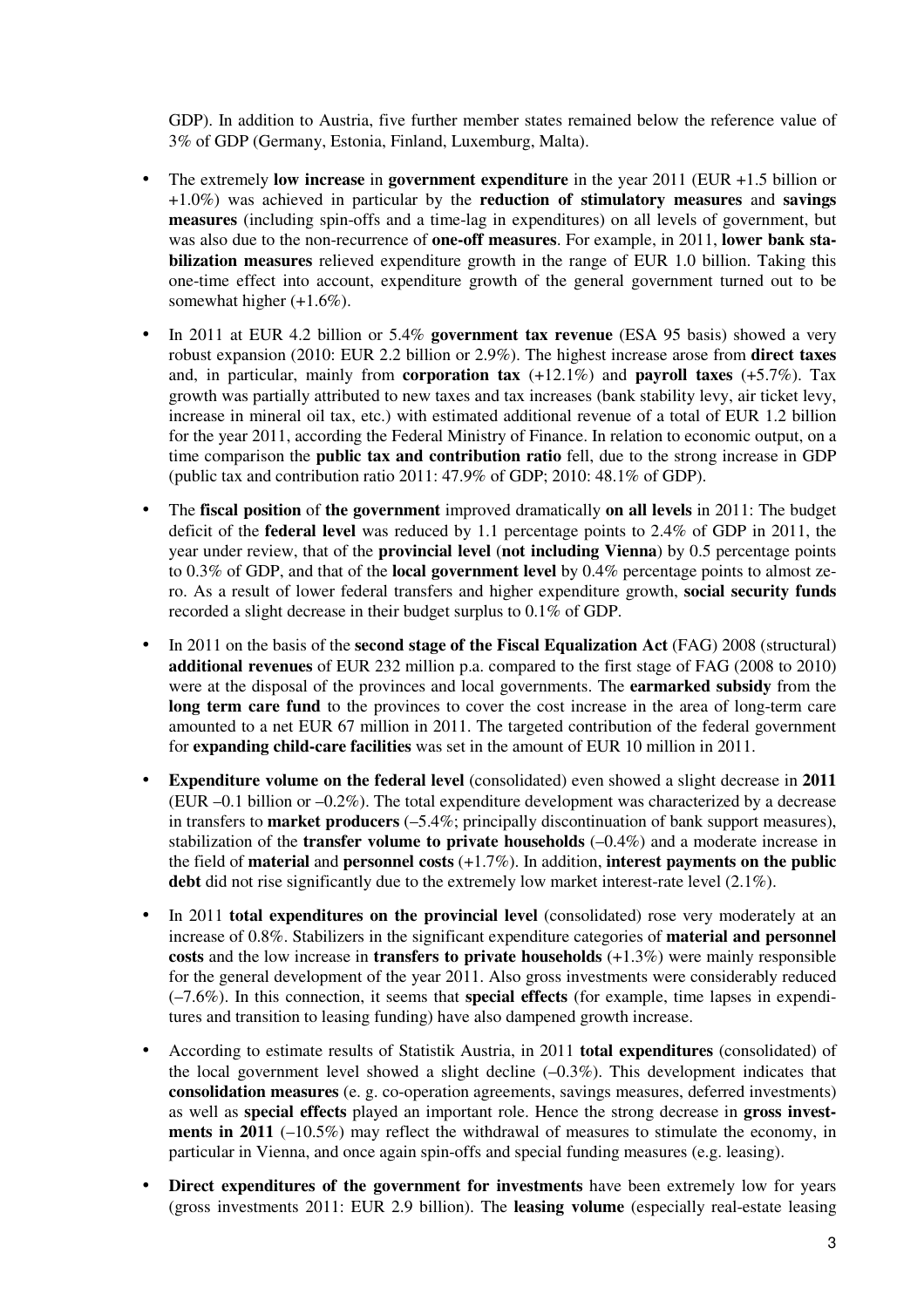GDP). In addition to Austria, five further member states remained below the reference value of 3% of GDP (Germany, Estonia, Finland, Luxemburg, Malta).

- The extremely **low increase** in **government expenditure** in the year 2011 (EUR +1.5 billion or +1.0%) was achieved in particular by the **reduction of stimulatory measures** and **savings measures** (including spin-offs and a time-lag in expenditures) on all levels of government, but was also due to the non-recurrence of **one-off measures**. For example, in 2011, **lower bank stabilization measures** relieved expenditure growth in the range of EUR 1.0 billion. Taking this one-time effect into account, expenditure growth of the general government turned out to be somewhat higher (+1.6%).
- In 2011 at EUR 4.2 billion or 5.4% **government tax revenue** (ESA 95 basis) showed a very robust expansion (2010: EUR 2.2 billion or 2.9%). The highest increase arose from **direct taxes** and, in particular, mainly from **corporation tax** (+12.1%) and **payroll taxes** (+5.7%). Tax growth was partially attributed to new taxes and tax increases (bank stability levy, air ticket levy, increase in mineral oil tax, etc.) with estimated additional revenue of a total of EUR 1.2 billion for the year 2011, according the Federal Ministry of Finance. In relation to economic output, on a time comparison the **public tax and contribution ratio** fell, due to the strong increase in GDP (public tax and contribution ratio 2011: 47.9% of GDP; 2010: 48.1% of GDP).
- The **fiscal position** of **the government** improved dramatically **on all levels** in 2011: The budget deficit of the **federal level** was reduced by 1.1 percentage points to 2.4% of GDP in 2011, the year under review, that of the **provincial level** (**not including Vienna**) by 0.5 percentage points to 0.3% of GDP, and that of the **local government level** by 0.4% percentage points to almost zero. As a result of lower federal transfers and higher expenditure growth, **social security funds** recorded a slight decrease in their budget surplus to 0.1% of GDP.
- In 2011 on the basis of the **second stage of the Fiscal Equalization Act** (FAG) 2008 (structural) **additional revenues** of EUR 232 million p.a. compared to the first stage of FAG (2008 to 2010) were at the disposal of the provinces and local governments. The **earmarked subsidy** from the **long term care fund** to the provinces to cover the cost increase in the area of long-term care amounted to a net EUR 67 million in 2011. The targeted contribution of the federal government for **expanding child-care facilities** was set in the amount of EUR 10 million in 2011.
- **Expenditure volume on the federal level** (consolidated) even showed a slight decrease in **2011** (EUR –0.1 billion or –0.2%). The total expenditure development was characterized by a decrease in transfers to **market producers** (–5.4%; principally discontinuation of bank support measures), stabilization of the **transfer volume to private households** (–0.4%) and a moderate increase in the field of **material** and **personnel costs** (+1.7%). In addition, **interest payments on the public debt** did not rise significantly due to the extremely low market interest-rate level (2.1%).
- In 2011 **total expenditures on the provincial level** (consolidated) rose very moderately at an increase of 0.8%. Stabilizers in the significant expenditure categories of **material and personnel costs** and the low increase in **transfers to private households** (+1.3%) were mainly responsible for the general development of the year 2011. Also gross investments were considerably reduced (–7.6%). In this connection, it seems that **special effects** (for example, time lapses in expenditures and transition to leasing funding) have also dampened growth increase.
- According to estimate results of Statistik Austria, in 2011 **total expenditures** (consolidated) of the local government level showed a slight decline (–0.3%). This development indicates that **consolidation measures** (e. g. co-operation agreements, savings measures, deferred investments) as well as **special effects** played an important role. Hence the strong decrease in **gross investments in 2011** (–10.5%) may reflect the withdrawal of measures to stimulate the economy, in particular in Vienna, and once again spin-offs and special funding measures (e.g. leasing).
- **Direct expenditures of the government for investments** have been extremely low for years (gross investments 2011: EUR 2.9 billion). The **leasing volume** (especially real-estate leasing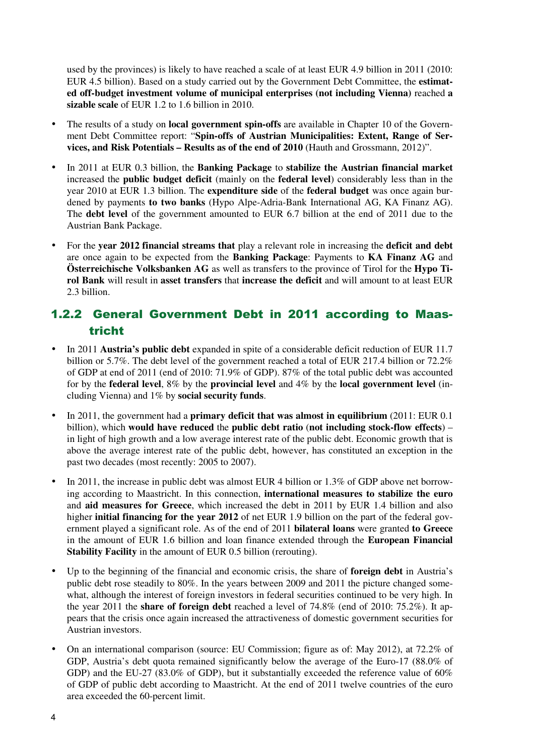used by the provinces) is likely to have reached a scale of at least EUR 4.9 billion in 2011 (2010: EUR 4.5 billion). Based on a study carried out by the Government Debt Committee, the **estimated off-budget investment volume of municipal enterprises (not including Vienna)** reached **a sizable scale** of EUR 1.2 to 1.6 billion in 2010.

- The results of a study on **local government spin-offs** are available in Chapter 10 of the Government Debt Committee report: "**Spin-offs of Austrian Municipalities: Extent, Range of Services, and Risk Potentials – Results as of the end of 2010** (Hauth and Grossmann, 2012)".
- In 2011 at EUR 0.3 billion, the **Banking Package** to **stabilize the Austrian financial market** increased the **public budget deficit** (mainly on the **federal level**) considerably less than in the year 2010 at EUR 1.3 billion. The **expenditure side** of the **federal budget** was once again burdened by payments **to two banks** (Hypo Alpe-Adria-Bank International AG, KA Finanz AG). The **debt level** of the government amounted to EUR 6.7 billion at the end of 2011 due to the Austrian Bank Package.
- For the **year 2012 financial streams that** play a relevant role in increasing the **deficit and debt** are once again to be expected from the **Banking Package**: Payments to **KA Finanz AG** and **Österreichische Volksbanken AG** as well as transfers to the province of Tirol for the **Hypo Tirol Bank** will result in **asset transfers** that **increase the deficit** and will amount to at least EUR 2.3 billion.

### 1.2.2 General Government Debt in 2011 according to Maastricht

- In 2011 **Austria's public debt** expanded in spite of a considerable deficit reduction of EUR 11.7 billion or 5.7%. The debt level of the government reached a total of EUR 217.4 billion or 72.2% of GDP at end of 2011 (end of 2010: 71.9% of GDP). 87% of the total public debt was accounted for by the **federal level**, 8% by the **provincial level** and 4% by the **local government level** (including Vienna) and 1% by **social security funds**.
- In 2011, the government had a **primary deficit that was almost in equilibrium** (2011: EUR 0.1 billion), which **would have reduced** the **public debt ratio** (**not including stock-flow effects**) – in light of high growth and a low average interest rate of the public debt. Economic growth that is above the average interest rate of the public debt, however, has constituted an exception in the past two decades (most recently: 2005 to 2007).
- In 2011, the increase in public debt was almost EUR 4 billion or 1.3% of GDP above net borrowing according to Maastricht. In this connection, **international measures to stabilize the euro** and **aid measures for Greece**, which increased the debt in 2011 by EUR 1.4 billion and also higher **initial financing for the year 2012** of net EUR 1.9 billion on the part of the federal government played a significant role. As of the end of 2011 **bilateral loans** were granted **to Greece** in the amount of EUR 1.6 billion and loan finance extended through the **European Financial Stability Facility** in the amount of EUR 0.5 billion (rerouting).
- Up to the beginning of the financial and economic crisis, the share of **foreign debt** in Austria's public debt rose steadily to 80%. In the years between 2009 and 2011 the picture changed somewhat, although the interest of foreign investors in federal securities continued to be very high. In the year 2011 the **share of foreign debt** reached a level of 74.8% (end of 2010: 75.2%). It appears that the crisis once again increased the attractiveness of domestic government securities for Austrian investors.
- On an international comparison (source: EU Commission; figure as of: May 2012), at 72.2% of GDP, Austria's debt quota remained significantly below the average of the Euro-17 (88.0% of GDP) and the EU-27 (83.0% of GDP), but it substantially exceeded the reference value of 60% of GDP of public debt according to Maastricht. At the end of 2011 twelve countries of the euro area exceeded the 60-percent limit.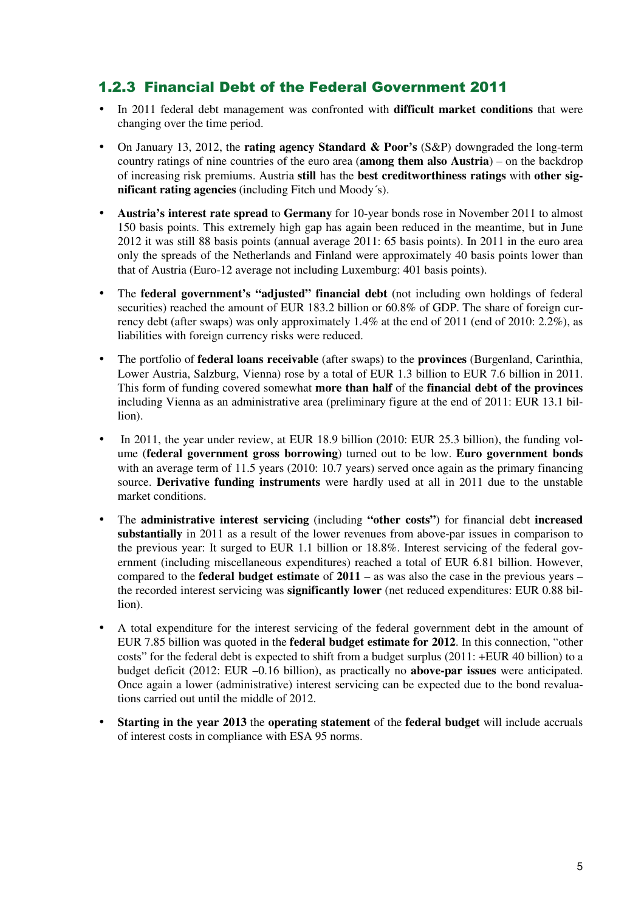### 1.2.3 Financial Debt of the Federal Government 2011

- In 2011 federal debt management was confronted with **difficult market conditions** that were changing over the time period.
- On January 13, 2012, the **rating agency Standard & Poor's** (S&P) downgraded the long-term country ratings of nine countries of the euro area (**among them also Austria**) – on the backdrop of increasing risk premiums. Austria **still** has the **best creditworthiness ratings** with **other significant rating agencies** (including Fitch und Moody´s).
- **Austria's interest rate spread** to **Germany** for 10-year bonds rose in November 2011 to almost 150 basis points. This extremely high gap has again been reduced in the meantime, but in June 2012 it was still 88 basis points (annual average 2011: 65 basis points). In 2011 in the euro area only the spreads of the Netherlands and Finland were approximately 40 basis points lower than that of Austria (Euro-12 average not including Luxemburg: 401 basis points).
- The **federal government's "adjusted" financial debt** (not including own holdings of federal securities) reached the amount of EUR 183.2 billion or 60.8% of GDP. The share of foreign currency debt (after swaps) was only approximately 1.4% at the end of 2011 (end of 2010: 2.2%), as liabilities with foreign currency risks were reduced.
- The portfolio of **federal loans receivable** (after swaps) to the **provinces** (Burgenland, Carinthia, Lower Austria, Salzburg, Vienna) rose by a total of EUR 1.3 billion to EUR 7.6 billion in 2011. This form of funding covered somewhat **more than half** of the **financial debt of the provinces** including Vienna as an administrative area (preliminary figure at the end of 2011: EUR 13.1 billion).
- In 2011, the year under review, at EUR 18.9 billion (2010: EUR 25.3 billion), the funding volume (**federal government gross borrowing**) turned out to be low. **Euro government bonds** with an average term of 11.5 years (2010: 10.7 years) served once again as the primary financing source. **Derivative funding instruments** were hardly used at all in 2011 due to the unstable market conditions.
- The **administrative interest servicing** (including **"other costs"**) for financial debt **increased substantially** in 2011 as a result of the lower revenues from above-par issues in comparison to the previous year: It surged to EUR 1.1 billion or 18.8%. Interest servicing of the federal government (including miscellaneous expenditures) reached a total of EUR 6.81 billion. However, compared to the **federal budget estimate** of **2011** – as was also the case in the previous years – the recorded interest servicing was **significantly lower** (net reduced expenditures: EUR 0.88 billion).
- A total expenditure for the interest servicing of the federal government debt in the amount of EUR 7.85 billion was quoted in the **federal budget estimate for 2012**. In this connection, "other costs" for the federal debt is expected to shift from a budget surplus (2011: +EUR 40 billion) to a budget deficit (2012: EUR –0.16 billion), as practically no **above-par issues** were anticipated. Once again a lower (administrative) interest servicing can be expected due to the bond revaluations carried out until the middle of 2012.
- **Starting in the year 2013** the **operating statement** of the **federal budget** will include accruals of interest costs in compliance with ESA 95 norms.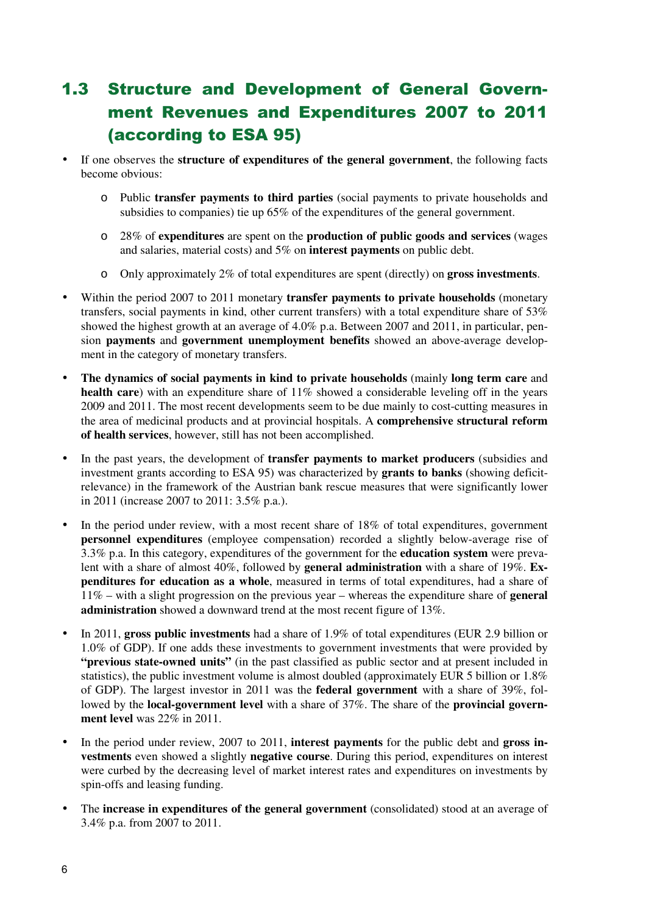## 1.3 Structure and Development of General Government Revenues and Expenditures 2007 to 2011 (according to ESA 95)

- If one observes the **structure of expenditures of the general government**, the following facts become obvious:
  - Public **transfer payments to third parties** (social payments to private households and subsidies to companies) tie up 65% of the expenditures of the general government.
  - 28% of **expenditures** are spent on the **production of public goods and services** (wages and salaries, material costs) and 5% on **interest payments** on public debt.
  - Only approximately 2% of total expenditures are spent (directly) on **gross investments**.
- Within the period 2007 to 2011 monetary **transfer payments to private households** (monetary transfers, social payments in kind, other current transfers) with a total expenditure share of 53% showed the highest growth at an average of 4.0% p.a. Between 2007 and 2011, in particular, pension **payments** and **government unemployment benefits** showed an above-average development in the category of monetary transfers.
- **The dynamics of social payments in kind to private households** (mainly **long term care** and **health care**) with an expenditure share of 11% showed a considerable leveling off in the years 2009 and 2011. The most recent developments seem to be due mainly to cost-cutting measures in the area of medicinal products and at provincial hospitals. A **comprehensive structural reform of health services**, however, still has not been accomplished.
- In the past years, the development of **transfer payments to market producers** (subsidies and investment grants according to ESA 95) was characterized by **grants to banks** (showing deficit-relevance) in the framework of the Austrian bank rescue measures that were significantly lower in 2011 (increase 2007 to 2011: 3.5% p.a.).
- In the period under review, with a most recent share of 18% of total expenditures, government **personnel expenditures** (employee compensation) recorded a slightly below-average rise of 3.3% p.a. In this category, expenditures of the government for the **education system** were prevalent with a share of almost 40%, followed by **general administration** with a share of 19%. **Expenditures for education as a whole**, measured in terms of total expenditures, had a share of 11% – with a slight progression on the previous year – whereas the expenditure share of **general administration** showed a downward trend at the most recent figure of 13%.
- In 2011, **gross public investments** had a share of 1.9% of total expenditures (EUR 2.9 billion or 1.0% of GDP). If one adds these investments to government investments that were provided by **"previous state-owned units"** (in the past classified as public sector and at present included in statistics), the public investment volume is almost doubled (approximately EUR 5 billion or 1.8% of GDP). The largest investor in 2011 was the **federal government** with a share of 39%, followed by the **local-government level** with a share of 37%. The share of the **provincial government level** was 22% in 2011.
- In the period under review, 2007 to 2011, **interest payments** for the public debt and **gross investments** even showed a slightly **negative course**. During this period, expenditures on interest were curbed by the decreasing level of market interest rates and expenditures on investments by spin-offs and leasing funding.
- The **increase in expenditures of the general government** (consolidated) stood at an average of 3.4% p.a. from 2007 to 2011.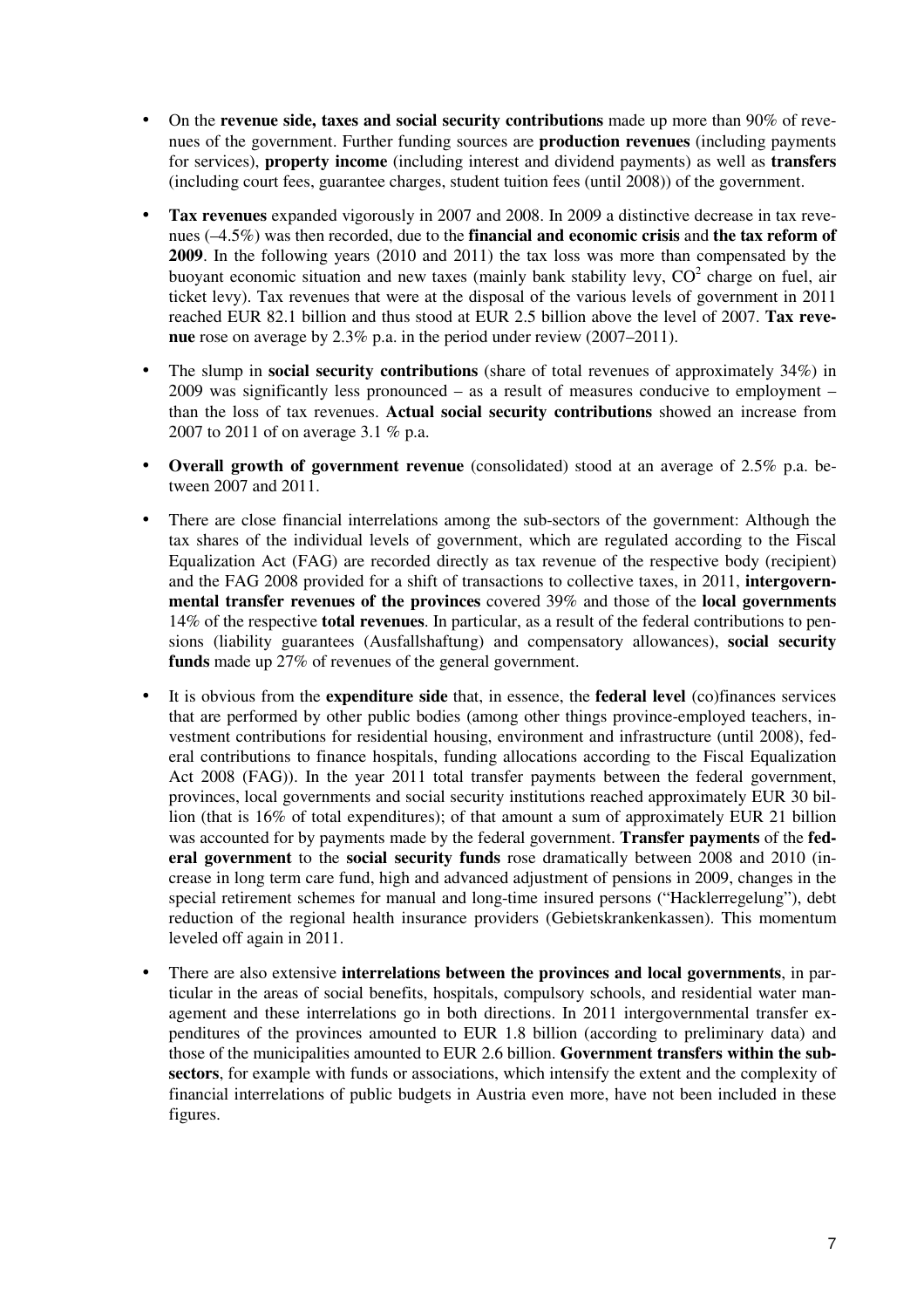- On the **revenue side, taxes and social security contributions** made up more than 90% of revenues of the government. Further funding sources are **production revenues** (including payments for services), **property income** (including interest and dividend payments) as well as **transfers** (including court fees, guarantee charges, student tuition fees (until 2008)) of the government.

- **Tax revenues** expanded vigorously in 2007 and 2008. In 2009 a distinctive decrease in tax revenues (–4.5%) was then recorded, due to the **financial and economic crisis** and **the tax reform of 2009**. In the following years (2010 and 2011) the tax loss was more than compensated by the buoyant economic situation and new taxes (mainly bank stability levy, $CO^2$ charge on fuel, air ticket levy). Tax revenues that were at the disposal of the various levels of government in 2011 reached EUR 82.1 billion and thus stood at EUR 2.5 billion above the level of 2007. **Tax revenue** rose on average by 2.3% p.a. in the period under review (2007–2011).

- The slump in **social security contributions** (share of total revenues of approximately 34%) in 2009 was significantly less pronounced – as a result of measures conducive to employment – than the loss of tax revenues. **Actual social security contributions** showed an increase from 2007 to 2011 of on average 3.1 % p.a.

- **Overall growth of government revenue** (consolidated) stood at an average of 2.5% p.a. between 2007 and 2011.

- There are close financial interrelations among the sub-sectors of the government: Although the tax shares of the individual levels of government, which are regulated according to the Fiscal Equalization Act (FAG) are recorded directly as tax revenue of the respective body (recipient) and the FAG 2008 provided for a shift of transactions to collective taxes, in 2011, **intergovernmental transfer revenues of the provinces** covered 39% and those of the **local governments** 14% of the respective **total revenues**. In particular, as a result of the federal contributions to pensions (liability guarantees (Ausfallshaftung) and compensatory allowances), **social security funds** made up 27% of revenues of the general government.

- It is obvious from the **expenditure side** that, in essence, the **federal level** (co)finances services that are performed by other public bodies (among other things province-employed teachers, investment contributions for residential housing, environment and infrastructure (until 2008), federal contributions to finance hospitals, funding allocations according to the Fiscal Equalization Act 2008 (FAG)). In the year 2011 total transfer payments between the federal government, provinces, local governments and social security institutions reached approximately EUR 30 billion (that is 16% of total expenditures); of that amount a sum of approximately EUR 21 billion was accounted for by payments made by the federal government. **Transfer payments** of the **federal government** to the **social security funds** rose dramatically between 2008 and 2010 (increase in long term care fund, high and advanced adjustment of pensions in 2009, changes in the special retirement schemes for manual and long-time insured persons ("Hacklerregelung"), debt reduction of the regional health insurance providers (Gebietskrankenkassen). This momentum leveled off again in 2011.

- There are also extensive **interrelations between the provinces and local governments**, in particular in the areas of social benefits, hospitals, compulsory schools, and residential water management and these interrelations go in both directions. In 2011 intergovernmental transfer expenditures of the provinces amounted to EUR 1.8 billion (according to preliminary data) and those of the municipalities amounted to EUR 2.6 billion. **Government transfers within the subsectors**, for example with funds or associations, which intensify the extent and the complexity of financial interrelations of public budgets in Austria even more, have not been included in these figures.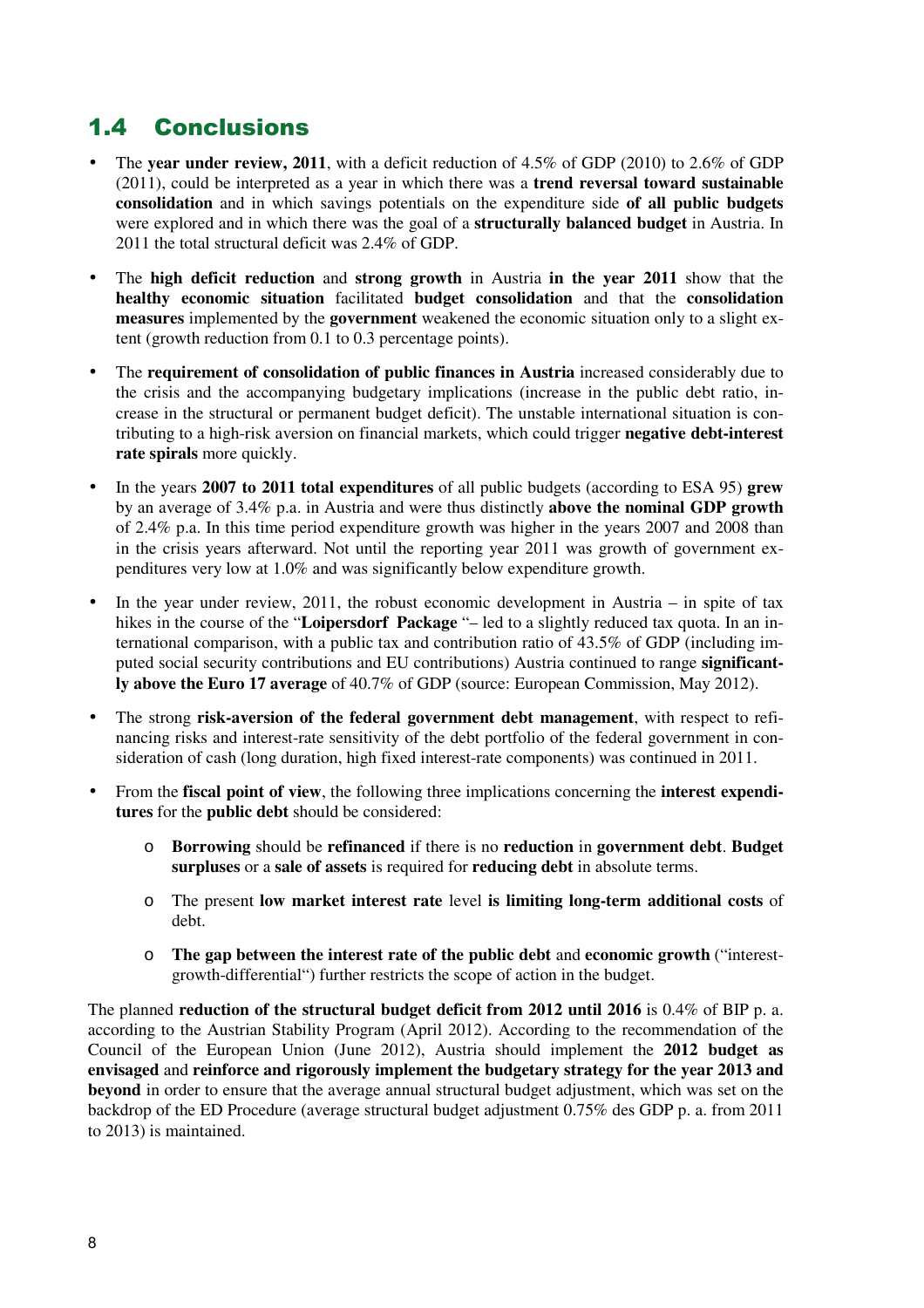## 1.4 Conclusions

- The **year under review, 2011**, with a deficit reduction of 4.5% of GDP (2010) to 2.6% of GDP (2011), could be interpreted as a year in which there was a **trend reversal toward sustainable consolidation** and in which savings potentials on the expenditure side **of all public budgets** were explored and in which there was the goal of a **structurally balanced budget** in Austria. In 2011 the total structural deficit was 2.4% of GDP.
- The **high deficit reduction** and **strong growth** in Austria **in the year 2011** show that the **healthy economic situation** facilitated **budget consolidation** and that the **consolidation measures** implemented by the **government** weakened the economic situation only to a slight extent (growth reduction from 0.1 to 0.3 percentage points).
- The **requirement of consolidation of public finances in Austria** increased considerably due to the crisis and the accompanying budgetary implications (increase in the public debt ratio, increase in the structural or permanent budget deficit). The unstable international situation is contributing to a high-risk aversion on financial markets, which could trigger **negative debt-interest rate spirals** more quickly.
- In the years **2007 to 2011 total expenditures** of all public budgets (according to ESA 95) **grew** by an average of 3.4% p.a. in Austria and were thus distinctly **above the nominal GDP growth** of 2.4% p.a. In this time period expenditure growth was higher in the years 2007 and 2008 than in the crisis years afterward. Not until the reporting year 2011 was growth of government expenditures very low at 1.0% and was significantly below expenditure growth.
- In the year under review, 2011, the robust economic development in Austria – in spite of tax hikes in the course of the "**Loipersdorf Package** "– led to a slightly reduced tax quota. In an international comparison, with a public tax and contribution ratio of 43.5% of GDP (including imputed social security contributions and EU contributions) Austria continued to range **significantly above the Euro 17 average** of 40.7% of GDP (source: European Commission, May 2012).
- The strong **risk-aversion of the federal government debt management**, with respect to refinancing risks and interest-rate sensitivity of the debt portfolio of the federal government in consideration of cash (long duration, high fixed interest-rate components) was continued in 2011.
- From the **fiscal point of view**, the following three implications concerning the **interest expenditures** for the **public debt** should be considered:
  - **Borrowing** should be **refinanced** if there is no **reduction** in **government debt**. **Budget surpluses** or a **sale of assets** is required for **reducing debt** in absolute terms.
  - The present **low market interest rate** level **is limiting long-term additional costs** of debt.
  - **The gap between the interest rate of the public debt** and **economic growth** ("interest-growth-differential") further restricts the scope of action in the budget.

The planned **reduction of the structural budget deficit from 2012 until 2016** is 0.4% of BIP p. a. according to the Austrian Stability Program (April 2012). According to the recommendation of the Council of the European Union (June 2012), Austria should implement the **2012 budget as envisaged** and **reinforce and rigorously implement the budgetary strategy for the year 2013 and beyond** in order to ensure that the average annual structural budget adjustment, which was set on the backdrop of the ED Procedure (average structural budget adjustment 0.75% des GDP p. a. from 2011 to 2013) is maintained.